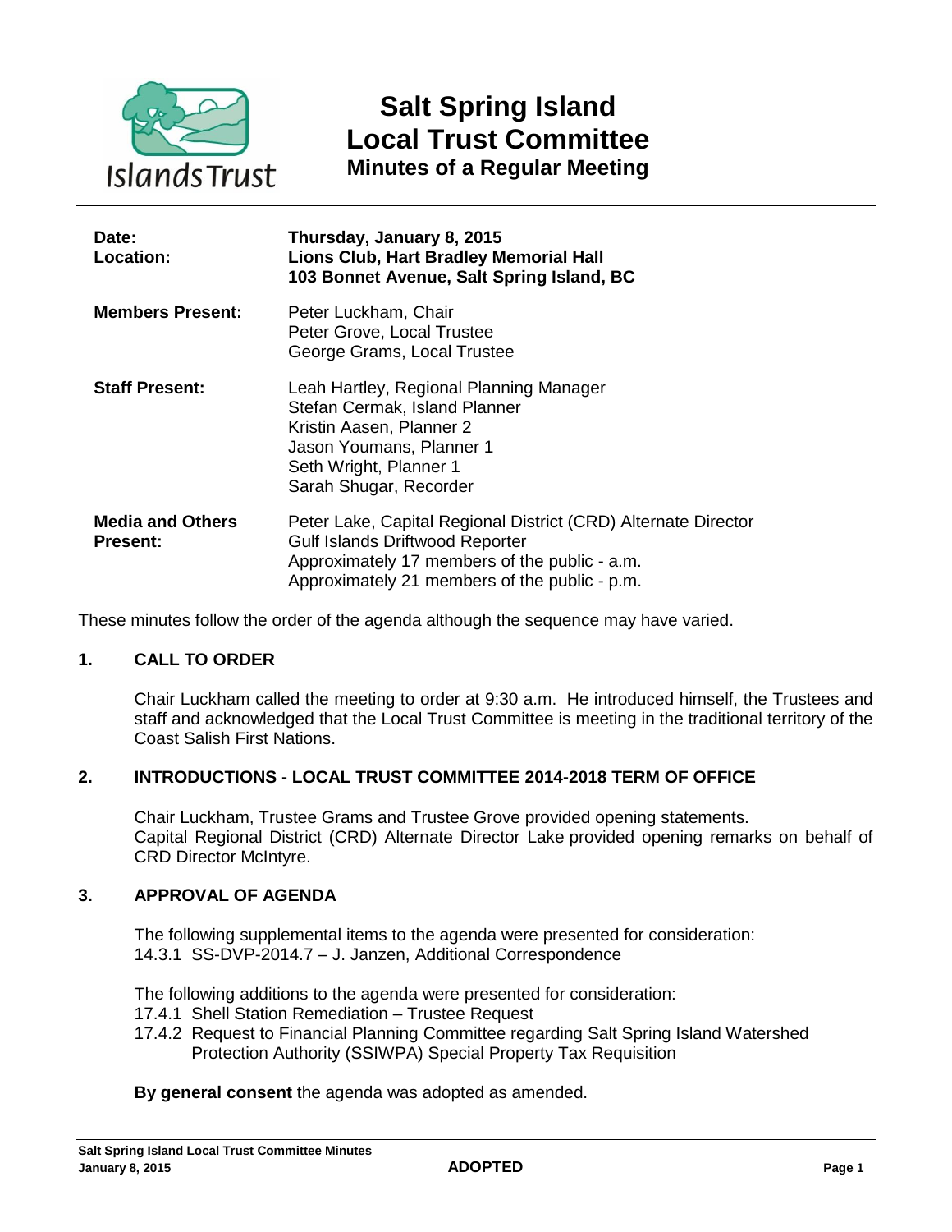# Salt Spring Island Local Trust Committee

## Minutes of a Regular Meeting

| | |
|---|---|
| **Date:** | **Thursday, January 8, 2015** |
| **Location:** | **Lions Club, Hart Bradley Memorial Hall 103 Bonnet Avenue, Salt Spring Island, BC** |
| **Members Present:** | Peter Luckham, Chair<br>Peter Grove, Local Trustee<br>George Grams, Local Trustee |
| **Staff Present:** | Leah Hartley, Regional Planning Manager<br>Stefan Cermak, Island Planner<br>Kristin Aasen, Planner 2<br>Jason Youmans, Planner 1<br>Seth Wright, Planner 1<br>Sarah Shugar, Recorder |
| **Media and Others Present:** | Peter Lake, Capital Regional District (CRD) Alternate Director<br>Gulf Islands Driftwood Reporter<br>Approximately 17 members of the public - a.m.<br>Approximately 21 members of the public - p.m. |

These minutes follow the order of the agenda although the sequence may have varied.

### 1. CALL TO ORDER

Chair Luckham called the meeting to order at 9:30 a.m. He introduced himself, the Trustees and staff and acknowledged that the Local Trust Committee is meeting in the traditional territory of the Coast Salish First Nations.

### 2. INTRODUCTIONS - LOCAL TRUST COMMITTEE 2014-2018 TERM OF OFFICE

Chair Luckham, Trustee Grams and Trustee Grove provided opening statements.
Capital Regional District (CRD) Alternate Director Lake provided opening remarks on behalf of CRD Director McIntyre.

### 3. APPROVAL OF AGENDA

The following supplemental items to the agenda were presented for consideration:
14.3.1 SS-DVP-2014.7 – J. Janzen, Additional Correspondence

The following additions to the agenda were presented for consideration:
17.4.1 Shell Station Remediation – Trustee Request
17.4.2 Request to Financial Planning Committee regarding Salt Spring Island Watershed Protection Authority (SSIWPA) Special Property Tax Requisition

**By general consent** the agenda was adopted as amended.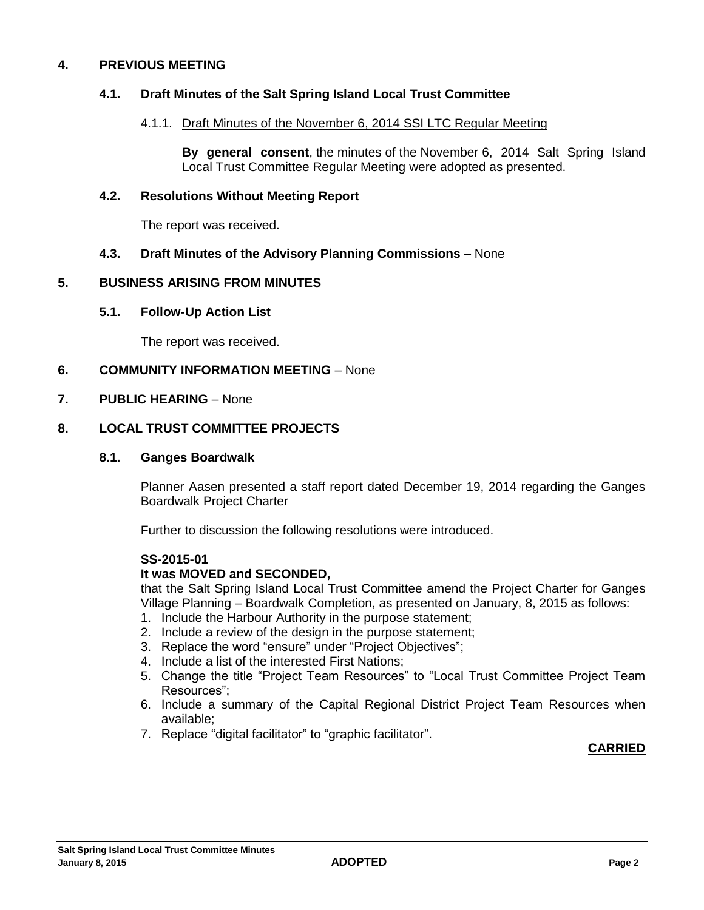## 4. PREVIOUS MEETING

### 4.1. Draft Minutes of the Salt Spring Island Local Trust Committee

#### 4.1.1. Draft Minutes of the November 6, 2014 SSI LTC Regular Meeting

**By general consent**, the minutes of the November 6, 2014 Salt Spring Island Local Trust Committee Regular Meeting were adopted as presented.

### 4.2. Resolutions Without Meeting Report

The report was received.

### 4.3. Draft Minutes of the Advisory Planning Commissions – None

## 5. BUSINESS ARISING FROM MINUTES

### 5.1. Follow-Up Action List

The report was received.

## 6. COMMUNITY INFORMATION MEETING – None

## 7. PUBLIC HEARING – None

## 8. LOCAL TRUST COMMITTEE PROJECTS

### 8.1. Ganges Boardwalk

Planner Aasen presented a staff report dated December 19, 2014 regarding the Ganges Boardwalk Project Charter

Further to discussion the following resolutions were introduced.

**SS-2015-01**

**It was MOVED and SECONDED,**

that the Salt Spring Island Local Trust Committee amend the Project Charter for Ganges Village Planning – Boardwalk Completion, as presented on January, 8, 2015 as follows:

1. Include the Harbour Authority in the purpose statement;
2. Include a review of the design in the purpose statement;
3. Replace the word "ensure" under "Project Objectives";
4. Include a list of the interested First Nations;
5. Change the title "Project Team Resources" to "Local Trust Committee Project Team Resources";
6. Include a summary of the Capital Regional District Project Team Resources when available;
7. Replace "digital facilitator" to "graphic facilitator".

**CARRIED**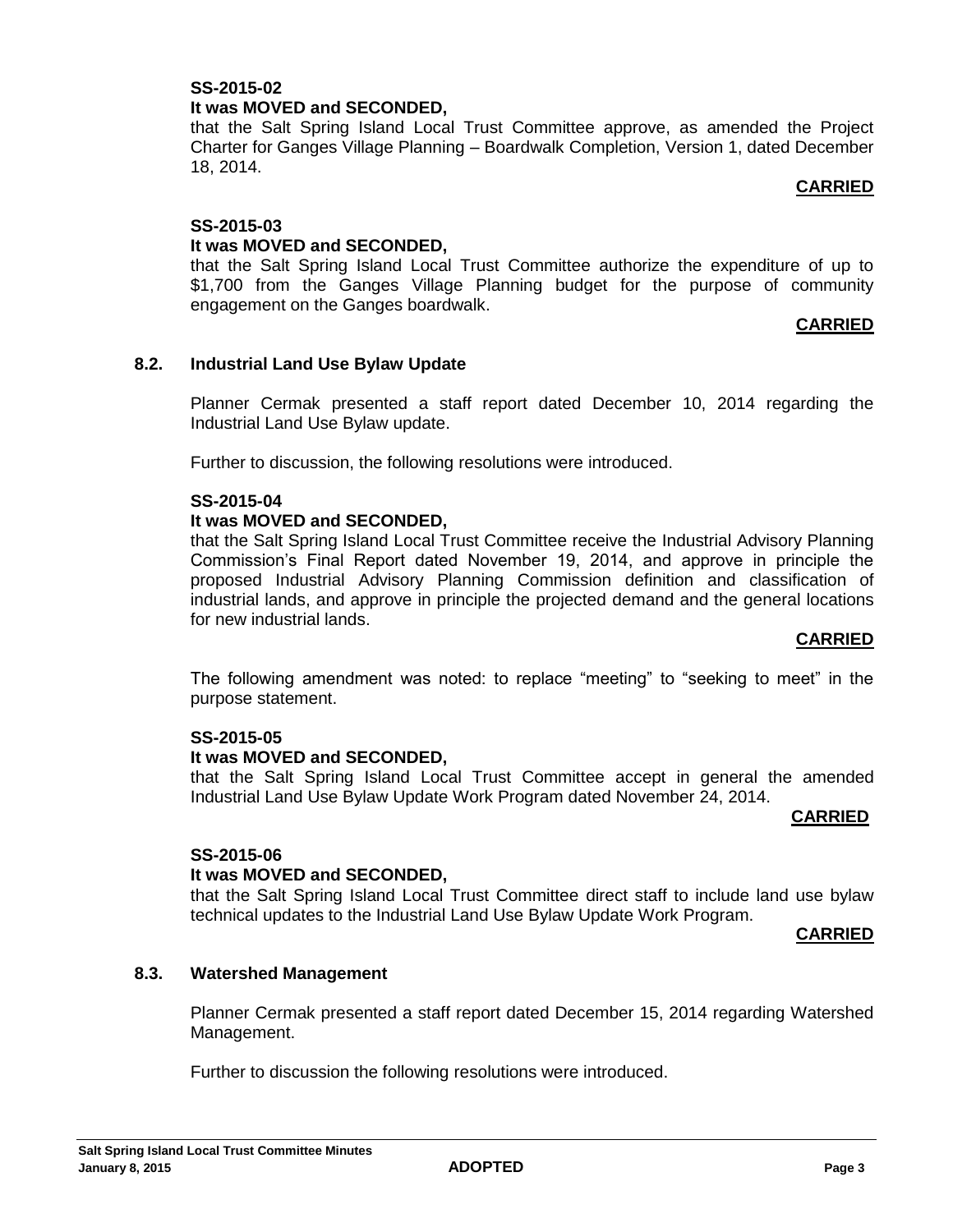**SS-2015-02**
**It was MOVED and SECONDED,**
that the Salt Spring Island Local Trust Committee approve, as amended the Project Charter for Ganges Village Planning – Boardwalk Completion, Version 1, dated December 18, 2014.

**CARRIED**

**SS-2015-03**
**It was MOVED and SECONDED,**
that the Salt Spring Island Local Trust Committee authorize the expenditure of up to $1,700 from the Ganges Village Planning budget for the purpose of community engagement on the Ganges boardwalk.

**CARRIED**

### 8.2. Industrial Land Use Bylaw Update

Planner Cermak presented a staff report dated December 10, 2014 regarding the Industrial Land Use Bylaw update.

Further to discussion, the following resolutions were introduced.

**SS-2015-04**
**It was MOVED and SECONDED,**
that the Salt Spring Island Local Trust Committee receive the Industrial Advisory Planning Commission's Final Report dated November 19, 2014, and approve in principle the proposed Industrial Advisory Planning Commission definition and classification of industrial lands, and approve in principle the projected demand and the general locations for new industrial lands.

**CARRIED**

The following amendment was noted: to replace "meeting" to "seeking to meet" in the purpose statement.

**SS-2015-05**
**It was MOVED and SECONDED,**
that the Salt Spring Island Local Trust Committee accept in general the amended Industrial Land Use Bylaw Update Work Program dated November 24, 2014.

**CARRIED**

**SS-2015-06**
**It was MOVED and SECONDED,**
that the Salt Spring Island Local Trust Committee direct staff to include land use bylaw technical updates to the Industrial Land Use Bylaw Update Work Program.

**CARRIED**

### 8.3. Watershed Management

Planner Cermak presented a staff report dated December 15, 2014 regarding Watershed Management.

Further to discussion the following resolutions were introduced.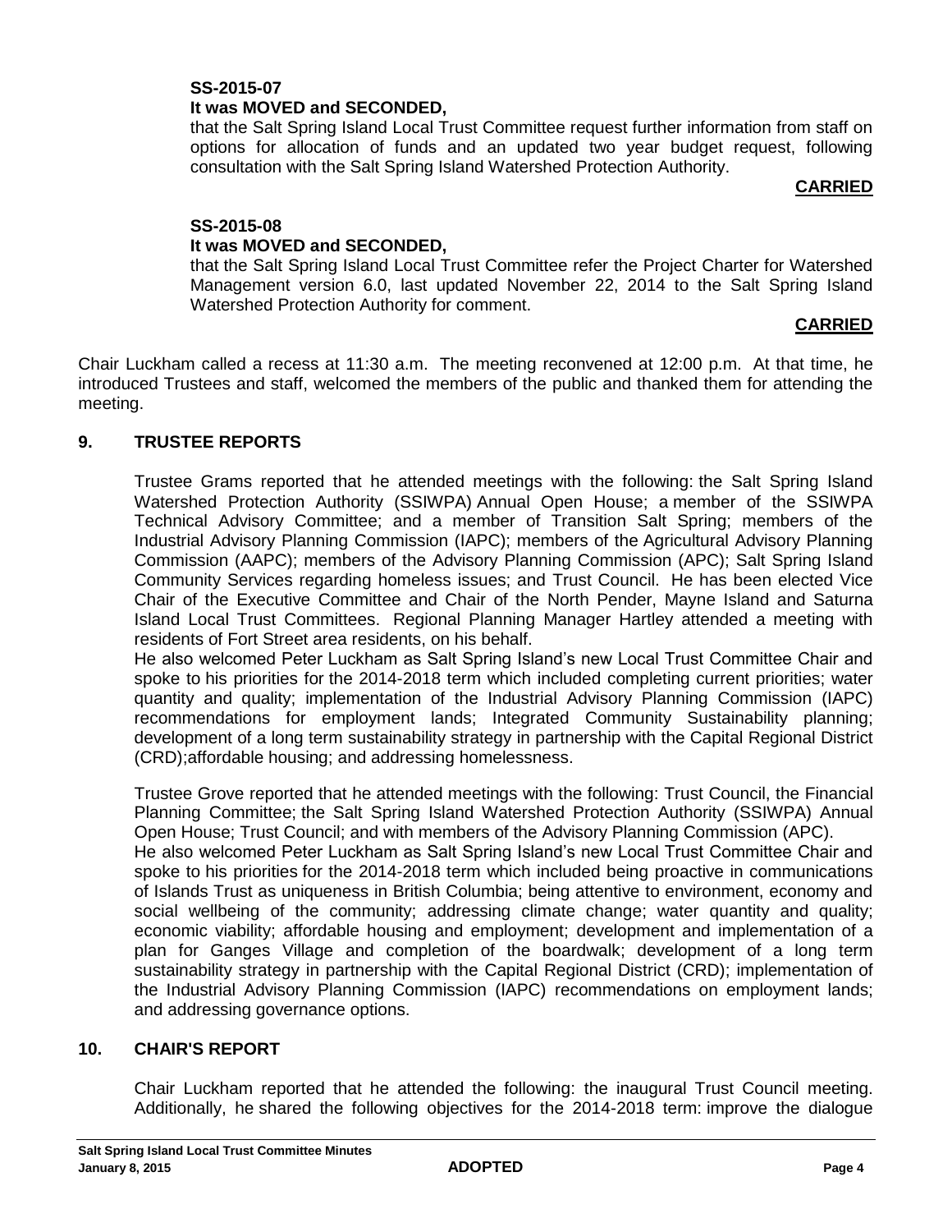**SS-2015-07**

**It was MOVED and SECONDED,**

that the Salt Spring Island Local Trust Committee request further information from staff on options for allocation of funds and an updated two year budget request, following consultation with the Salt Spring Island Watershed Protection Authority.

**CARRIED**

**SS-2015-08**

**It was MOVED and SECONDED,**

that the Salt Spring Island Local Trust Committee refer the Project Charter for Watershed Management version 6.0, last updated November 22, 2014 to the Salt Spring Island Watershed Protection Authority for comment.

**CARRIED**

Chair Luckham called a recess at 11:30 a.m. The meeting reconvened at 12:00 p.m. At that time, he introduced Trustees and staff, welcomed the members of the public and thanked them for attending the meeting.

## 9. TRUSTEE REPORTS

Trustee Grams reported that he attended meetings with the following: the Salt Spring Island Watershed Protection Authority (SSIWPA) Annual Open House; a member of the SSIWPA Technical Advisory Committee; and a member of Transition Salt Spring; members of the Industrial Advisory Planning Commission (IAPC); members of the Agricultural Advisory Planning Commission (AAPC); members of the Advisory Planning Commission (APC); Salt Spring Island Community Services regarding homeless issues; and Trust Council. He has been elected Vice Chair of the Executive Committee and Chair of the North Pender, Mayne Island and Saturna Island Local Trust Committees. Regional Planning Manager Hartley attended a meeting with residents of Fort Street area residents, on his behalf.

He also welcomed Peter Luckham as Salt Spring Island's new Local Trust Committee Chair and spoke to his priorities for the 2014-2018 term which included completing current priorities; water quantity and quality; implementation of the Industrial Advisory Planning Commission (IAPC) recommendations for employment lands; Integrated Community Sustainability planning; development of a long term sustainability strategy in partnership with the Capital Regional District (CRD);affordable housing; and addressing homelessness.

Trustee Grove reported that he attended meetings with the following: Trust Council, the Financial Planning Committee; the Salt Spring Island Watershed Protection Authority (SSIWPA) Annual Open House; Trust Council; and with members of the Advisory Planning Commission (APC).

He also welcomed Peter Luckham as Salt Spring Island's new Local Trust Committee Chair and spoke to his priorities for the 2014-2018 term which included being proactive in communications of Islands Trust as uniqueness in British Columbia; being attentive to environment, economy and social wellbeing of the community; addressing climate change; water quantity and quality; economic viability; affordable housing and employment; development and implementation of a plan for Ganges Village and completion of the boardwalk; development of a long term sustainability strategy in partnership with the Capital Regional District (CRD); implementation of the Industrial Advisory Planning Commission (IAPC) recommendations on employment lands; and addressing governance options.

## 10. CHAIR'S REPORT

Chair Luckham reported that he attended the following: the inaugural Trust Council meeting. Additionally, he shared the following objectives for the 2014-2018 term: improve the dialogue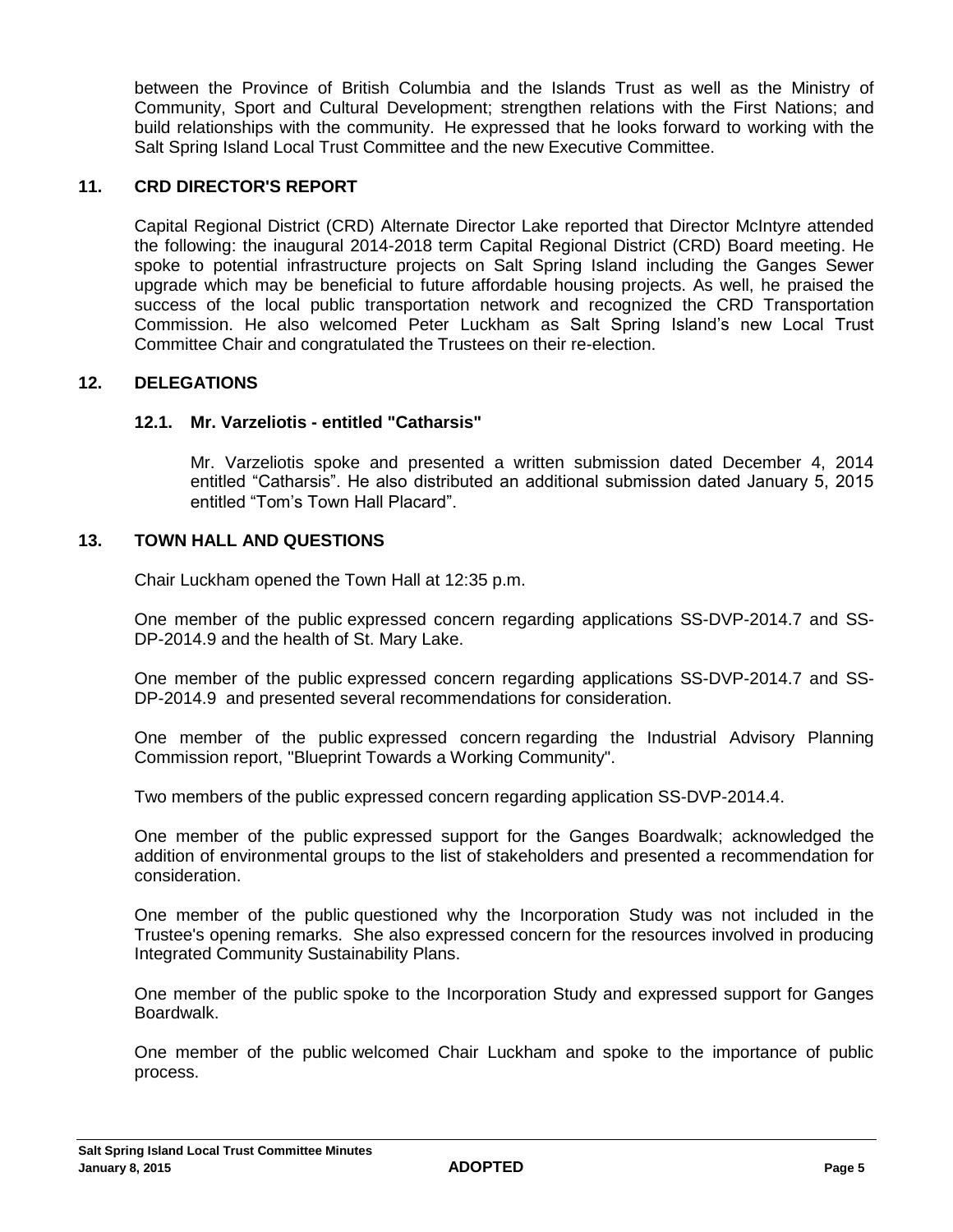between the Province of British Columbia and the Islands Trust as well as the Ministry of Community, Sport and Cultural Development; strengthen relations with the First Nations; and build relationships with the community. He expressed that he looks forward to working with the Salt Spring Island Local Trust Committee and the new Executive Committee.

## 11. CRD DIRECTOR'S REPORT

Capital Regional District (CRD) Alternate Director Lake reported that Director McIntyre attended the following: the inaugural 2014-2018 term Capital Regional District (CRD) Board meeting. He spoke to potential infrastructure projects on Salt Spring Island including the Ganges Sewer upgrade which may be beneficial to future affordable housing projects. As well, he praised the success of the local public transportation network and recognized the CRD Transportation Commission. He also welcomed Peter Luckham as Salt Spring Island's new Local Trust Committee Chair and congratulated the Trustees on their re-election.

## 12. DELEGATIONS

### 12.1. Mr. Varzeliotis - entitled "Catharsis"

Mr. Varzeliotis spoke and presented a written submission dated December 4, 2014 entitled "Catharsis". He also distributed an additional submission dated January 5, 2015 entitled "Tom's Town Hall Placard".

## 13. TOWN HALL AND QUESTIONS

Chair Luckham opened the Town Hall at 12:35 p.m.

One member of the public expressed concern regarding applications SS-DVP-2014.7 and SS-DP-2014.9 and the health of St. Mary Lake.

One member of the public expressed concern regarding applications SS-DVP-2014.7 and SS-DP-2014.9 and presented several recommendations for consideration.

One member of the public expressed concern regarding the Industrial Advisory Planning Commission report, "Blueprint Towards a Working Community".

Two members of the public expressed concern regarding application SS-DVP-2014.4.

One member of the public expressed support for the Ganges Boardwalk; acknowledged the addition of environmental groups to the list of stakeholders and presented a recommendation for consideration.

One member of the public questioned why the Incorporation Study was not included in the Trustee's opening remarks. She also expressed concern for the resources involved in producing Integrated Community Sustainability Plans.

One member of the public spoke to the Incorporation Study and expressed support for Ganges Boardwalk.

One member of the public welcomed Chair Luckham and spoke to the importance of public process.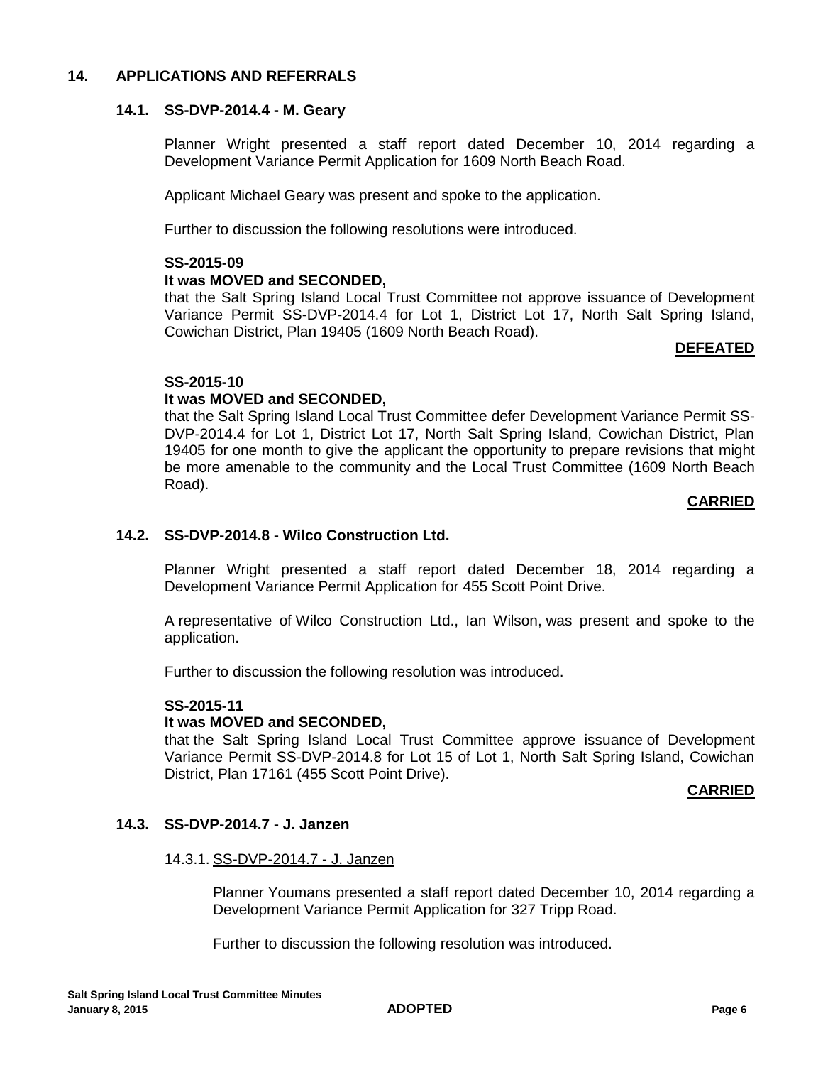## 14. APPLICATIONS AND REFERRALS

### 14.1. SS-DVP-2014.4 - M. Geary

Planner Wright presented a staff report dated December 10, 2014 regarding a Development Variance Permit Application for 1609 North Beach Road.

Applicant Michael Geary was present and spoke to the application.

Further to discussion the following resolutions were introduced.

**SS-2015-09**
**It was MOVED and SECONDED,**
that the Salt Spring Island Local Trust Committee not approve issuance of Development Variance Permit SS-DVP-2014.4 for Lot 1, District Lot 17, North Salt Spring Island, Cowichan District, Plan 19405 (1609 North Beach Road).

**DEFEATED**

**SS-2015-10**
**It was MOVED and SECONDED,**
that the Salt Spring Island Local Trust Committee defer Development Variance Permit SS-DVP-2014.4 for Lot 1, District Lot 17, North Salt Spring Island, Cowichan District, Plan 19405 for one month to give the applicant the opportunity to prepare revisions that might be more amenable to the community and the Local Trust Committee (1609 North Beach Road).

**CARRIED**

### 14.2. SS-DVP-2014.8 - Wilco Construction Ltd.

Planner Wright presented a staff report dated December 18, 2014 regarding a Development Variance Permit Application for 455 Scott Point Drive.

A representative of Wilco Construction Ltd., Ian Wilson, was present and spoke to the application.

Further to discussion the following resolution was introduced.

**SS-2015-11**
**It was MOVED and SECONDED,**
that the Salt Spring Island Local Trust Committee approve issuance of Development Variance Permit SS-DVP-2014.8 for Lot 15 of Lot 1, North Salt Spring Island, Cowichan District, Plan 17161 (455 Scott Point Drive).

**CARRIED**

### 14.3. SS-DVP-2014.7 - J. Janzen

14.3.1. SS-DVP-2014.7 - J. Janzen

Planner Youmans presented a staff report dated December 10, 2014 regarding a Development Variance Permit Application for 327 Tripp Road.

Further to discussion the following resolution was introduced.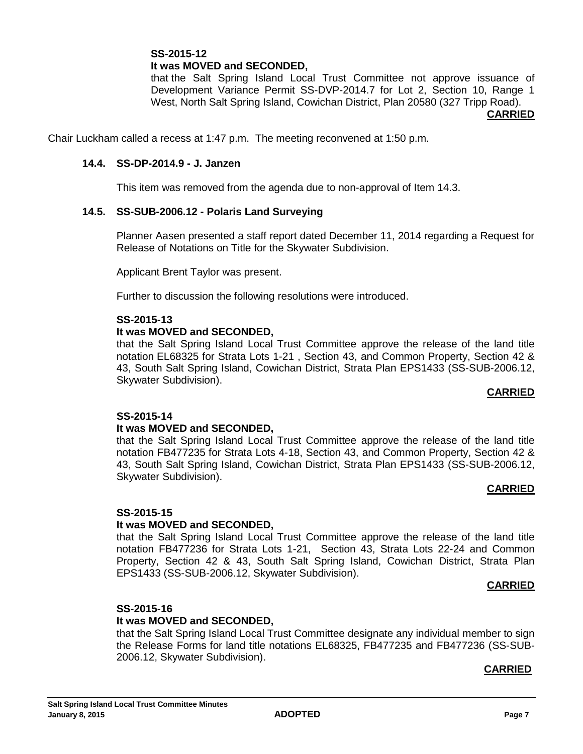**SS-2015-12**
**It was MOVED and SECONDED,**
that the Salt Spring Island Local Trust Committee not approve issuance of Development Variance Permit SS-DVP-2014.7 for Lot 2, Section 10, Range 1 West, North Salt Spring Island, Cowichan District, Plan 20580 (327 Tripp Road).
**CARRIED**

Chair Luckham called a recess at 1:47 p.m. The meeting reconvened at 1:50 p.m.

### 14.4. SS-DP-2014.9 - J. Janzen

This item was removed from the agenda due to non-approval of Item 14.3.

### 14.5. SS-SUB-2006.12 - Polaris Land Surveying

Planner Aasen presented a staff report dated December 11, 2014 regarding a Request for Release of Notations on Title for the Skywater Subdivision.

Applicant Brent Taylor was present.

Further to discussion the following resolutions were introduced.

**SS-2015-13**
**It was MOVED and SECONDED,**
that the Salt Spring Island Local Trust Committee approve the release of the land title notation EL68325 for Strata Lots 1-21 , Section 43, and Common Property, Section 42 & 43, South Salt Spring Island, Cowichan District, Strata Plan EPS1433 (SS-SUB-2006.12, Skywater Subdivision).
**CARRIED**

**SS-2015-14**
**It was MOVED and SECONDED,**
that the Salt Spring Island Local Trust Committee approve the release of the land title notation FB477235 for Strata Lots 4-18, Section 43, and Common Property, Section 42 & 43, South Salt Spring Island, Cowichan District, Strata Plan EPS1433 (SS-SUB-2006.12, Skywater Subdivision).
**CARRIED**

**SS-2015-15**
**It was MOVED and SECONDED,**
that the Salt Spring Island Local Trust Committee approve the release of the land title notation FB477236 for Strata Lots 1-21, Section 43, Strata Lots 22-24 and Common Property, Section 42 & 43, South Salt Spring Island, Cowichan District, Strata Plan EPS1433 (SS-SUB-2006.12, Skywater Subdivision).
**CARRIED**

**SS-2015-16**
**It was MOVED and SECONDED,**
that the Salt Spring Island Local Trust Committee designate any individual member to sign the Release Forms for land title notations EL68325, FB477235 and FB477236 (SS-SUB-2006.12, Skywater Subdivision).
**CARRIED**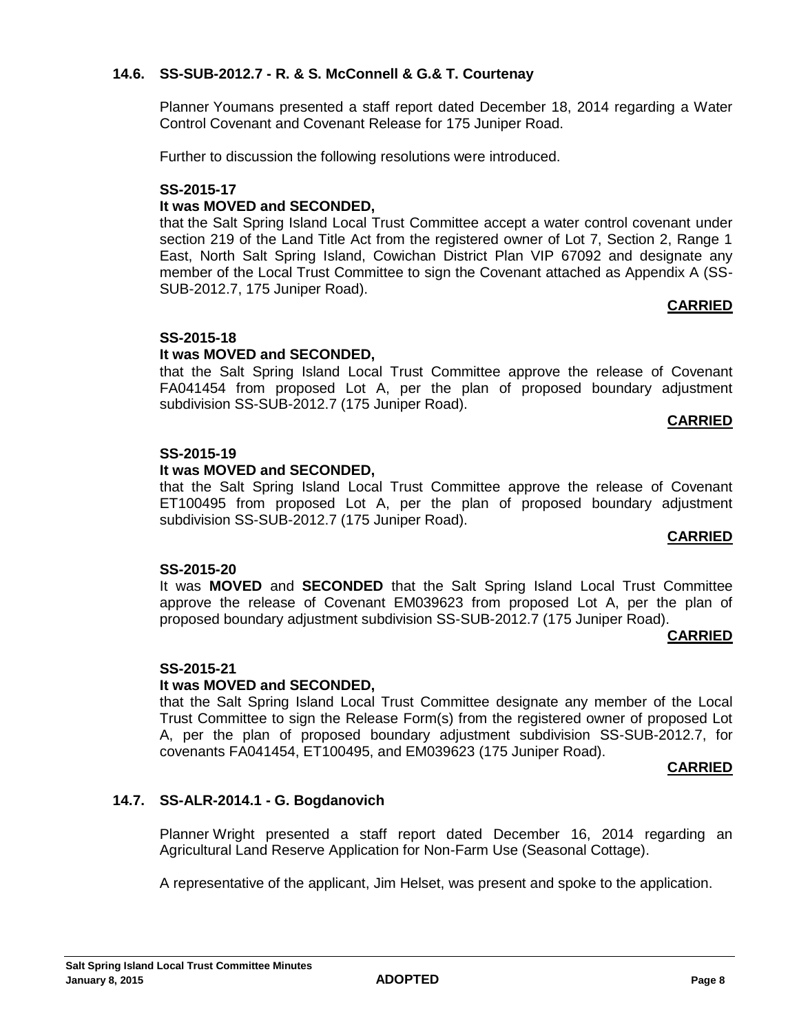### 14.6. SS-SUB-2012.7 - R. & S. McConnell & G.& T. Courtenay

Planner Youmans presented a staff report dated December 18, 2014 regarding a Water Control Covenant and Covenant Release for 175 Juniper Road.

Further to discussion the following resolutions were introduced.

**SS-2015-17**

**It was MOVED and SECONDED,**

that the Salt Spring Island Local Trust Committee accept a water control covenant under section 219 of the Land Title Act from the registered owner of Lot 7, Section 2, Range 1 East, North Salt Spring Island, Cowichan District Plan VIP 67092 and designate any member of the Local Trust Committee to sign the Covenant attached as Appendix A (SS-SUB-2012.7, 175 Juniper Road).

**CARRIED**

**SS-2015-18**

**It was MOVED and SECONDED,**

that the Salt Spring Island Local Trust Committee approve the release of Covenant FA041454 from proposed Lot A, per the plan of proposed boundary adjustment subdivision SS-SUB-2012.7 (175 Juniper Road).

**CARRIED**

**SS-2015-19**

**It was MOVED and SECONDED,**

that the Salt Spring Island Local Trust Committee approve the release of Covenant ET100495 from proposed Lot A, per the plan of proposed boundary adjustment subdivision SS-SUB-2012.7 (175 Juniper Road).

**CARRIED**

**SS-2015-20**

It was **MOVED** and **SECONDED** that the Salt Spring Island Local Trust Committee approve the release of Covenant EM039623 from proposed Lot A, per the plan of proposed boundary adjustment subdivision SS-SUB-2012.7 (175 Juniper Road).

**CARRIED**

**SS-2015-21**

**It was MOVED and SECONDED,**

that the Salt Spring Island Local Trust Committee designate any member of the Local Trust Committee to sign the Release Form(s) from the registered owner of proposed Lot A, per the plan of proposed boundary adjustment subdivision SS-SUB-2012.7, for covenants FA041454, ET100495, and EM039623 (175 Juniper Road).

**CARRIED**

### 14.7. SS-ALR-2014.1 - G. Bogdanovich

Planner Wright presented a staff report dated December 16, 2014 regarding an Agricultural Land Reserve Application for Non-Farm Use (Seasonal Cottage).

A representative of the applicant, Jim Helset, was present and spoke to the application.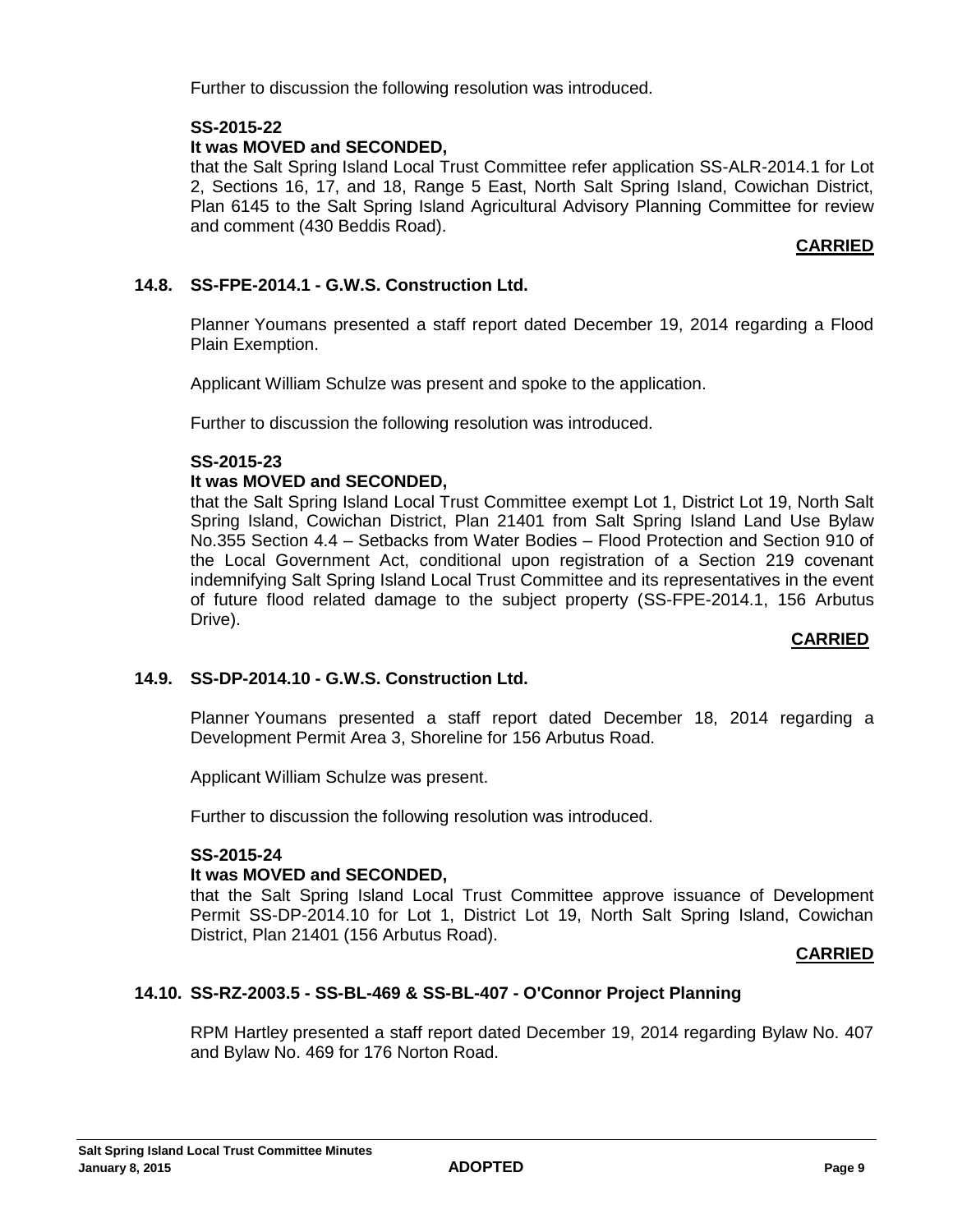Further to discussion the following resolution was introduced.

**SS-2015-22**
**It was MOVED and SECONDED,**
that the Salt Spring Island Local Trust Committee refer application SS-ALR-2014.1 for Lot 2, Sections 16, 17, and 18, Range 5 East, North Salt Spring Island, Cowichan District, Plan 6145 to the Salt Spring Island Agricultural Advisory Planning Committee for review and comment (430 Beddis Road).

**CARRIED**

### 14.8. SS-FPE-2014.1 - G.W.S. Construction Ltd.

Planner Youmans presented a staff report dated December 19, 2014 regarding a Flood Plain Exemption.

Applicant William Schulze was present and spoke to the application.

Further to discussion the following resolution was introduced.

**SS-2015-23**
**It was MOVED and SECONDED,**
that the Salt Spring Island Local Trust Committee exempt Lot 1, District Lot 19, North Salt Spring Island, Cowichan District, Plan 21401 from Salt Spring Island Land Use Bylaw No.355 Section 4.4 – Setbacks from Water Bodies – Flood Protection and Section 910 of the Local Government Act, conditional upon registration of a Section 219 covenant indemnifying Salt Spring Island Local Trust Committee and its representatives in the event of future flood related damage to the subject property (SS-FPE-2014.1, 156 Arbutus Drive).

**CARRIED**

### 14.9. SS-DP-2014.10 - G.W.S. Construction Ltd.

Planner Youmans presented a staff report dated December 18, 2014 regarding a Development Permit Area 3, Shoreline for 156 Arbutus Road.

Applicant William Schulze was present.

Further to discussion the following resolution was introduced.

**SS-2015-24**
**It was MOVED and SECONDED,**
that the Salt Spring Island Local Trust Committee approve issuance of Development Permit SS-DP-2014.10 for Lot 1, District Lot 19, North Salt Spring Island, Cowichan District, Plan 21401 (156 Arbutus Road).

**CARRIED**

### 14.10. SS-RZ-2003.5 - SS-BL-469 & SS-BL-407 - O'Connor Project Planning

RPM Hartley presented a staff report dated December 19, 2014 regarding Bylaw No. 407 and Bylaw No. 469 for 176 Norton Road.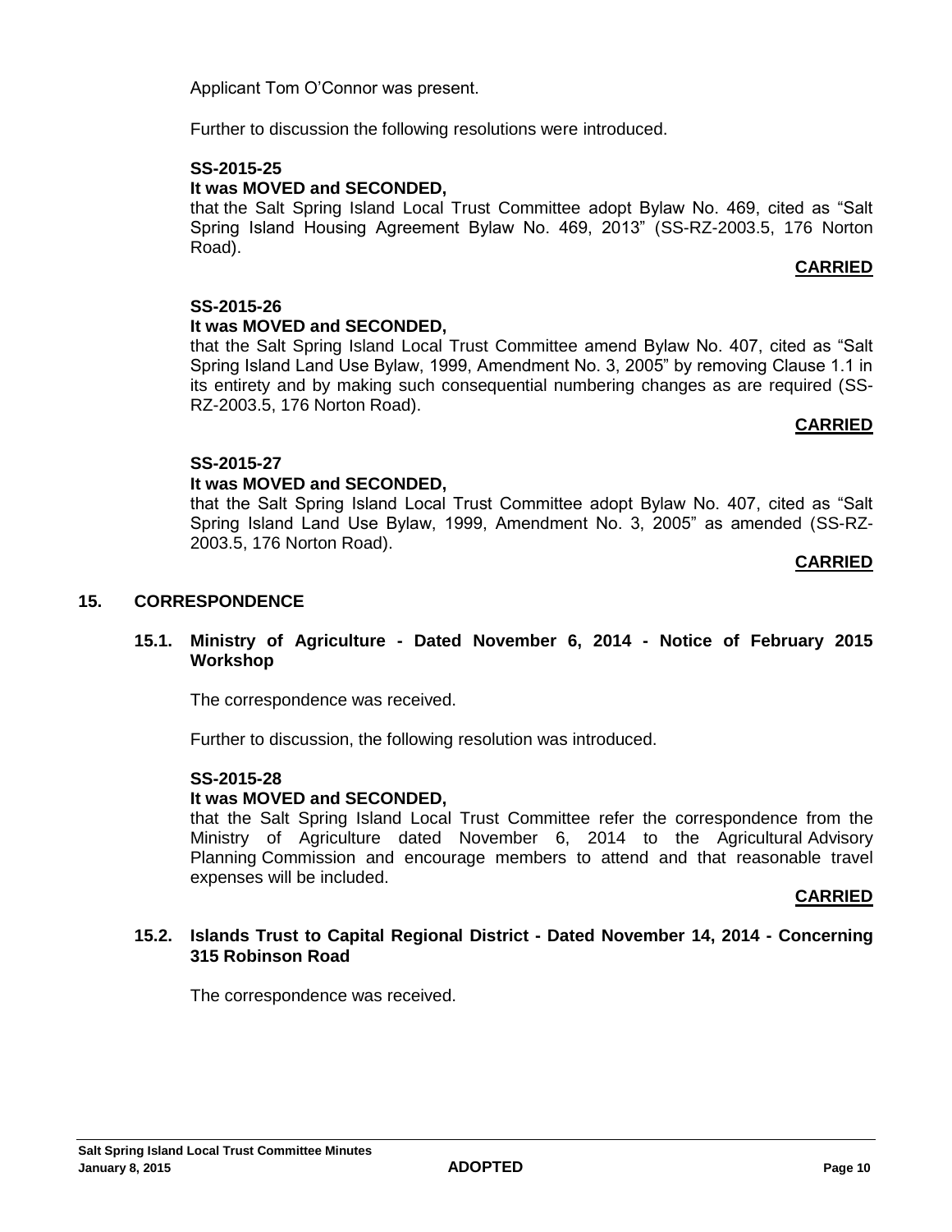Applicant Tom O'Connor was present.

Further to discussion the following resolutions were introduced.

**SS-2015-25**
**It was MOVED and SECONDED,**
that the Salt Spring Island Local Trust Committee adopt Bylaw No. 469, cited as "Salt Spring Island Housing Agreement Bylaw No. 469, 2013" (SS-RZ-2003.5, 176 Norton Road).

**CARRIED**

**SS-2015-26**
**It was MOVED and SECONDED,**
that the Salt Spring Island Local Trust Committee amend Bylaw No. 407, cited as "Salt Spring Island Land Use Bylaw, 1999, Amendment No. 3, 2005" by removing Clause 1.1 in its entirety and by making such consequential numbering changes as are required (SS-RZ-2003.5, 176 Norton Road).

**CARRIED**

**SS-2015-27**
**It was MOVED and SECONDED,**
that the Salt Spring Island Local Trust Committee adopt Bylaw No. 407, cited as "Salt Spring Island Land Use Bylaw, 1999, Amendment No. 3, 2005" as amended (SS-RZ-2003.5, 176 Norton Road).

**CARRIED**

## 15. CORRESPONDENCE

### 15.1. Ministry of Agriculture - Dated November 6, 2014 - Notice of February 2015 Workshop

The correspondence was received.

Further to discussion, the following resolution was introduced.

**SS-2015-28**
**It was MOVED and SECONDED,**
that the Salt Spring Island Local Trust Committee refer the correspondence from the Ministry of Agriculture dated November 6, 2014 to the Agricultural Advisory Planning Commission and encourage members to attend and that reasonable travel expenses will be included.

**CARRIED**

### 15.2. Islands Trust to Capital Regional District - Dated November 14, 2014 - Concerning 315 Robinson Road

The correspondence was received.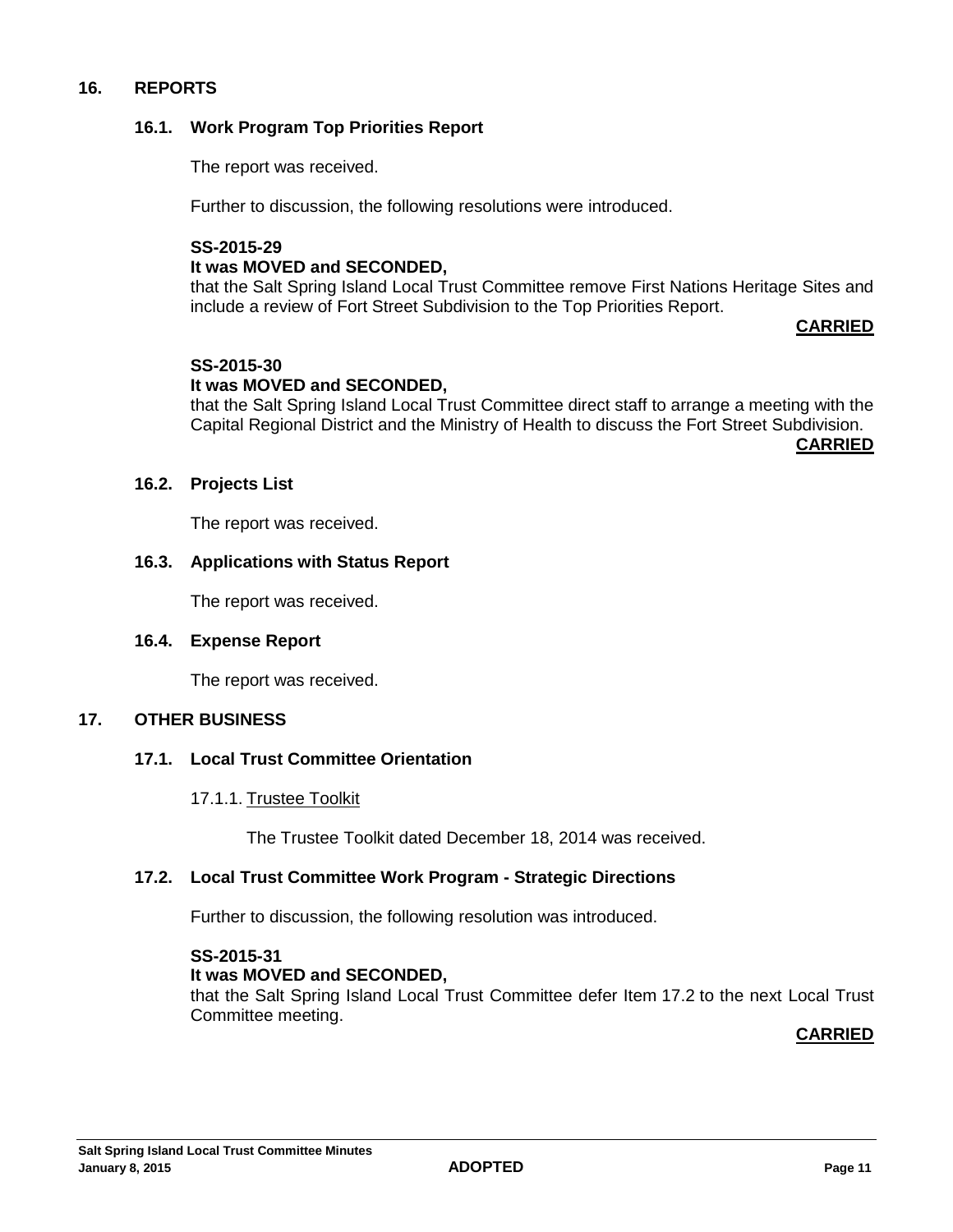## 16. REPORTS

### 16.1. Work Program Top Priorities Report

The report was received.

Further to discussion, the following resolutions were introduced.

**SS-2015-29**
**It was MOVED and SECONDED,**
that the Salt Spring Island Local Trust Committee remove First Nations Heritage Sites and include a review of Fort Street Subdivision to the Top Priorities Report.

**CARRIED**

**SS-2015-30**
**It was MOVED and SECONDED,**
that the Salt Spring Island Local Trust Committee direct staff to arrange a meeting with the Capital Regional District and the Ministry of Health to discuss the Fort Street Subdivision.

**CARRIED**

### 16.2. Projects List

The report was received.

### 16.3. Applications with Status Report

The report was received.

### 16.4. Expense Report

The report was received.

## 17. OTHER BUSINESS

### 17.1. Local Trust Committee Orientation

17.1.1. Trustee Toolkit

The Trustee Toolkit dated December 18, 2014 was received.

### 17.2. Local Trust Committee Work Program - Strategic Directions

Further to discussion, the following resolution was introduced.

**SS-2015-31**
**It was MOVED and SECONDED,**
that the Salt Spring Island Local Trust Committee defer Item 17.2 to the next Local Trust Committee meeting.

**CARRIED**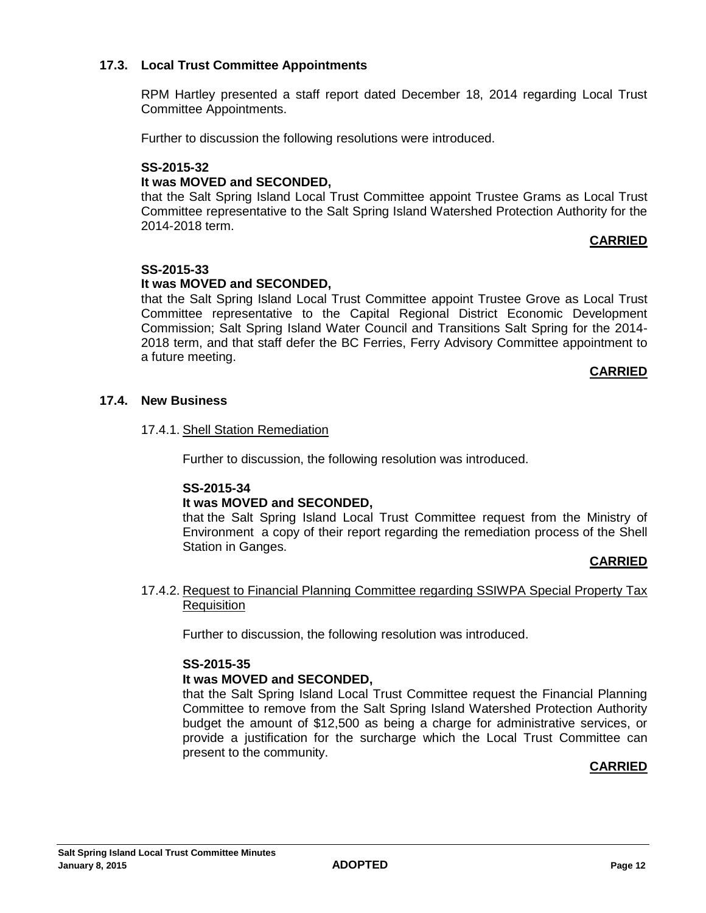### 17.3. Local Trust Committee Appointments

RPM Hartley presented a staff report dated December 18, 2014 regarding Local Trust Committee Appointments.

Further to discussion the following resolutions were introduced.

**SS-2015-32**
**It was MOVED and SECONDED,**
that the Salt Spring Island Local Trust Committee appoint Trustee Grams as Local Trust Committee representative to the Salt Spring Island Watershed Protection Authority for the 2014-2018 term.

**CARRIED**

**SS-2015-33**
**It was MOVED and SECONDED,**
that the Salt Spring Island Local Trust Committee appoint Trustee Grove as Local Trust Committee representative to the Capital Regional District Economic Development Commission; Salt Spring Island Water Council and Transitions Salt Spring for the 2014-2018 term, and that staff defer the BC Ferries, Ferry Advisory Committee appointment to a future meeting.

**CARRIED**

### 17.4. New Business

17.4.1. Shell Station Remediation

Further to discussion, the following resolution was introduced.

**SS-2015-34**
**It was MOVED and SECONDED,**
that the Salt Spring Island Local Trust Committee request from the Ministry of Environment a copy of their report regarding the remediation process of the Shell Station in Ganges.

**CARRIED**

17.4.2. Request to Financial Planning Committee regarding SSIWPA Special Property Tax Requisition

Further to discussion, the following resolution was introduced.

**SS-2015-35**
**It was MOVED and SECONDED,**
that the Salt Spring Island Local Trust Committee request the Financial Planning Committee to remove from the Salt Spring Island Watershed Protection Authority budget the amount of $12,500 as being a charge for administrative services, or provide a justification for the surcharge which the Local Trust Committee can present to the community.

**CARRIED**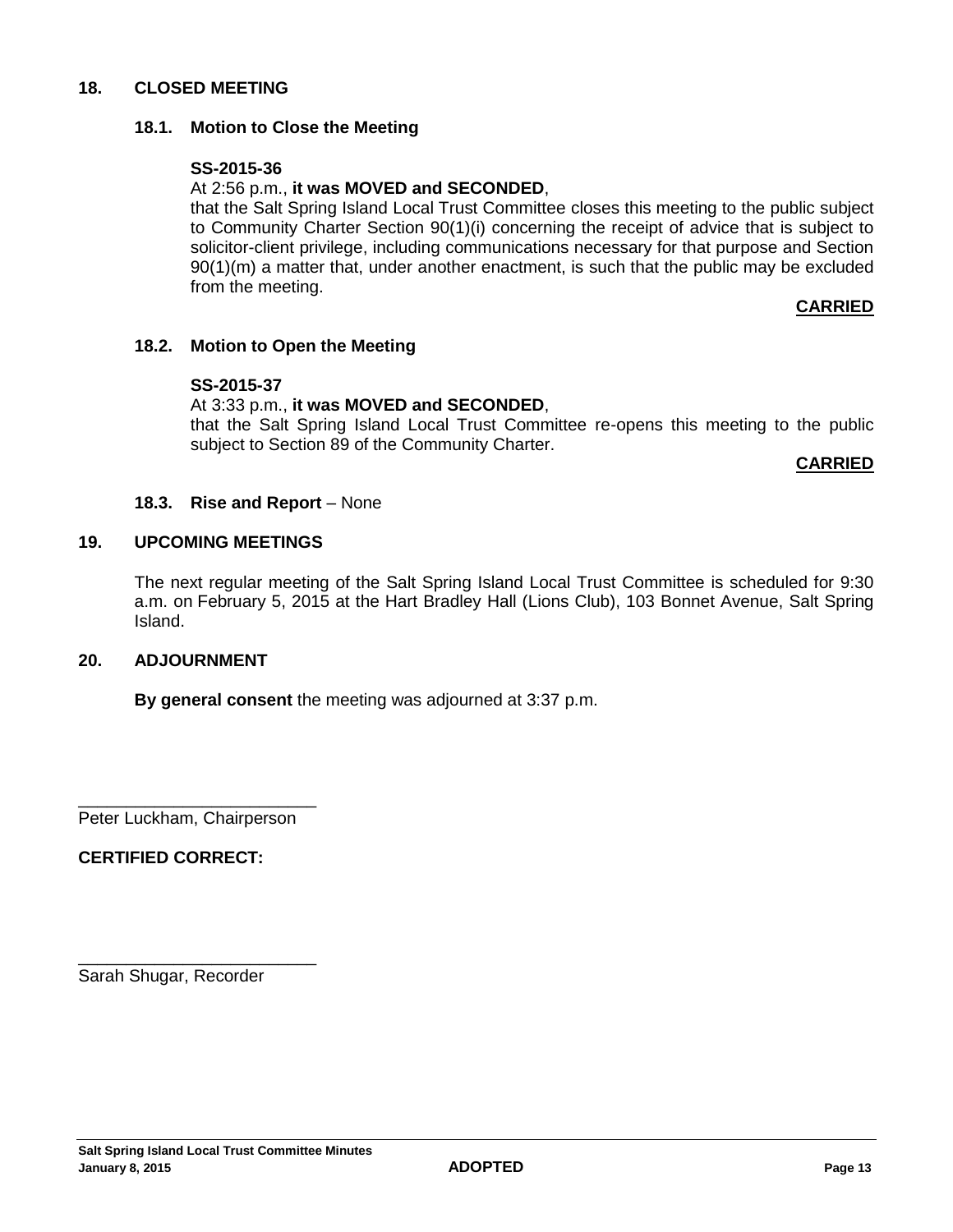## 18. CLOSED MEETING

### 18.1. Motion to Close the Meeting

**SS-2015-36**

At 2:56 p.m., **it was MOVED and SECONDED**,

that the Salt Spring Island Local Trust Committee closes this meeting to the public subject to Community Charter Section 90(1)(i) concerning the receipt of advice that is subject to solicitor-client privilege, including communications necessary for that purpose and Section 90(1)(m) a matter that, under another enactment, is such that the public may be excluded from the meeting.

**CARRIED**

### 18.2. Motion to Open the Meeting

**SS-2015-37**

At 3:33 p.m., **it was MOVED and SECONDED**,

that the Salt Spring Island Local Trust Committee re-opens this meeting to the public subject to Section 89 of the Community Charter.

**CARRIED**

### 18.3. Rise and Report – None

## 19. UPCOMING MEETINGS

The next regular meeting of the Salt Spring Island Local Trust Committee is scheduled for 9:30 a.m. on February 5, 2015 at the Hart Bradley Hall (Lions Club), 103 Bonnet Avenue, Salt Spring Island.

## 20. ADJOURNMENT

**By general consent** the meeting was adjourned at 3:37 p.m.

\_\_\_\_\_\_\_\_\_\_\_\_\_\_\_\_\_\_\_\_\_\_\_\_\_

Peter Luckham, Chairperson

**CERTIFIED CORRECT:**

\_\_\_\_\_\_\_\_\_\_\_\_\_\_\_\_\_\_\_\_\_\_\_\_\_

Sarah Shugar, Recorder